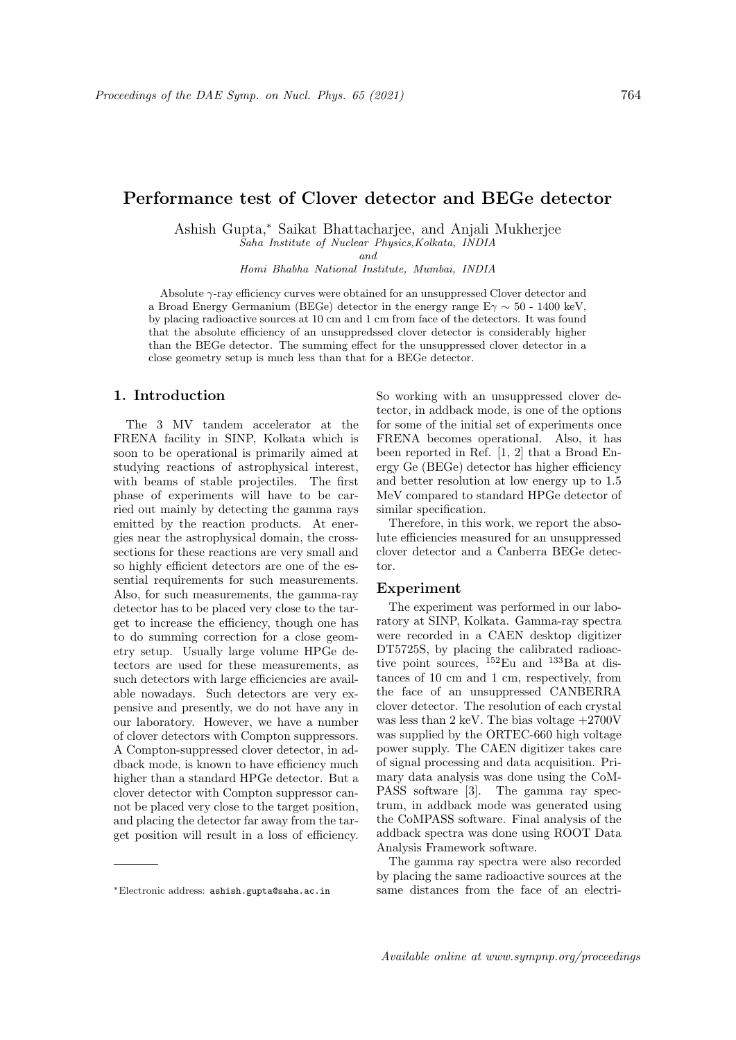# Performance test of Clover detector and BEGe detector

Ashish Gupta,* Saikat Bhattacharjee, and Anjali Mukherjee

*Saha Institute of Nuclear Physics,Kolkata, INDIA*
*and*
*Homi Bhabha National Institute, Mumbai, INDIA*

Absolute γ-ray efficiency curves were obtained for an unsuppressed Clover detector and a Broad Energy Germanium (BEGe) detector in the energy range E$\gamma$ ∼ 50 - 1400 keV, by placing radioactive sources at 10 cm and 1 cm from face of the detectors. It was found that the absolute efficiency of an unsuppredssed clover detector is considerably higher than the BEGe detector. The summing effect for the unsuppressed clover detector in a close geometry setup is much less than that for a BEGe detector.

## 1. Introduction

The 3 MV tandem accelerator at the FRENA facility in SINP, Kolkata which is soon to be operational is primarily aimed at studying reactions of astrophysical interest, with beams of stable projectiles. The first phase of experiments will have to be carried out mainly by detecting the gamma rays emitted by the reaction products. At energies near the astrophysical domain, the cross-sections for these reactions are very small and so highly efficient detectors are one of the essential requirements for such measurements. Also, for such measurements, the gamma-ray detector has to be placed very close to the target to increase the efficiency, though one has to do summing correction for a close geometry setup. Usually large volume HPGe detectors are used for these measurements, as such detectors with large efficiencies are available nowadays. Such detectors are very expensive and presently, we do not have any in our laboratory. However, we have a number of clover detectors with Compton suppressors. A Compton-suppressed clover detector, in addback mode, is known to have efficiency much higher than a standard HPGe detector. But a clover detector with Compton suppressor cannot be placed very close to the target position, and placing the detector far away from the target position will result in a loss of efficiency.

So working with an unsuppressed clover detector, in addback mode, is one of the options for some of the initial set of experiments once FRENA becomes operational. Also, it has been reported in Ref. [1, 2] that a Broad Energy Ge (BEGe) detector has higher efficiency and better resolution at low energy up to 1.5 MeV compared to standard HPGe detector of similar specification.

Therefore, in this work, we report the absolute efficiencies measured for an unsuppressed clover detector and a Canberra BEGe detector.

## Experiment

The experiment was performed in our laboratory at SINP, Kolkata. Gamma-ray spectra were recorded in a CAEN desktop digitizer DT5725S, by placing the calibrated radioactive point sources, $^{152}$Eu and $^{133}$Ba at distances of 10 cm and 1 cm, respectively, from the face of an unsuppressed CANBERRA clover detector. The resolution of each crystal was less than 2 keV. The bias voltage +2700V was supplied by the ORTEC-660 high voltage power supply. The CAEN digitizer takes care of signal processing and data acquisition. Primary data analysis was done using the CoMPASS software [3]. The gamma ray spectrum, in addback mode was generated using the CoMPASS software. Final analysis of the addback spectra was done using ROOT Data Analysis Framework software.

The gamma ray spectra were also recorded by placing the same radioactive sources at the same distances from the face of an electri-

*Electronic address: ashish.gupta@saha.ac.in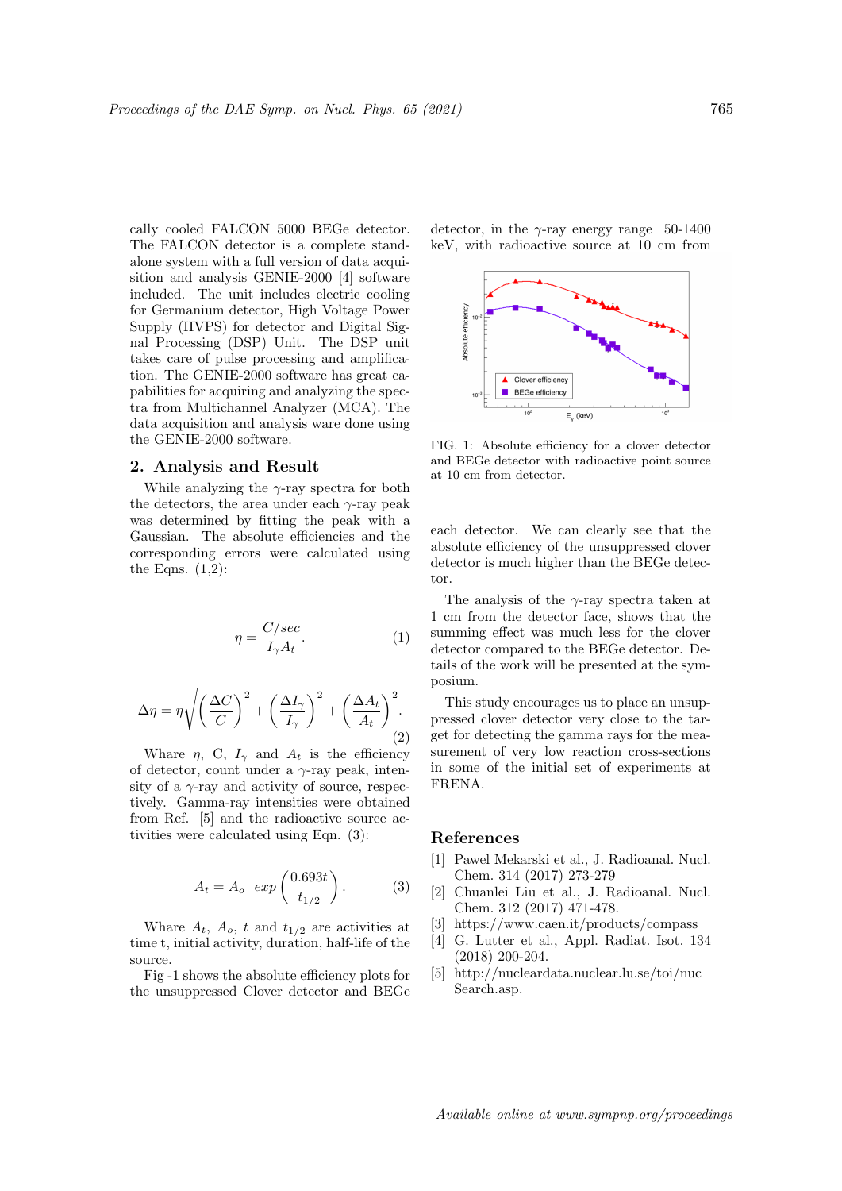cally cooled FALCON 5000 BEGe detector. The FALCON detector is a complete standalone system with a full version of data acquisition and analysis GENIE-2000 [4] software included. The unit includes electric cooling for Germanium detector, High Voltage Power Supply (HVPS) for detector and Digital Signal Processing (DSP) Unit. The DSP unit takes care of pulse processing and amplification. The GENIE-2000 software has great capabilities for acquiring and analyzing the spectra from Multichannel Analyzer (MCA). The data acquisition and analysis ware done using the GENIE-2000 software.

## 2. Analysis and Result

While analyzing the $\gamma$-ray spectra for both the detectors, the area under each $\gamma$-ray peak was determined by fitting the peak with a Gaussian. The absolute efficiencies and the corresponding errors were calculated using the Eqns. (1,2):

$$\eta = \frac{C/sec}{I_\gamma A_t}. \tag{1}$$

$$\Delta\eta = \eta\sqrt{\left(\frac{\Delta C}{C}\right)^2 + \left(\frac{\Delta I_\gamma}{I_\gamma}\right)^2 + \left(\frac{\Delta A_t}{A_t}\right)^2}. \tag{2}$$

Whare $\eta$, C, $I_\gamma$ and $A_t$ is the efficiency of detector, count under a $\gamma$-ray peak, intensity of a $\gamma$-ray and activity of source, respectively. Gamma-ray intensities were obtained from Ref. [5] and the radioactive source activities were calculated using Eqn. (3):

$$A_t = A_o \ \ exp\left(\frac{0.693t}{t_{1/2}}\right). \tag{3}$$

Whare $A_t$, $A_o$, $t$ and $t_{1/2}$ are activities at time t, initial activity, duration, half-life of the source.

Fig -1 shows the absolute efficiency plots for the unsuppressed Clover detector and BEGe detector, in the $\gamma$-ray energy range 50-1400 keV, with radioactive source at 10 cm from each detector. We can clearly see that the absolute efficiency of the unsuppressed clover detector is much higher than the BEGe detector.

Absolute efficiency
$10^{-2}$
$10^{-3}$
$10^{2}$
$10^{3}$
$E_\gamma$ (keV)
Clover efficiency
BEGe efficiency

FIG. 1: Absolute efficiency for a clover detector and BEGe detector with radioactive point source at 10 cm from detector.

The analysis of the $\gamma$-ray spectra taken at 1 cm from the detector face, shows that the summing effect was much less for the clover detector compared to the BEGe detector. Details of the work will be presented at the symposium.

This study encourages us to place an unsuppressed clover detector very close to the target for detecting the gamma rays for the measurement of very low reaction cross-sections in some of the initial set of experiments at FRENA.

## References

[1] Pawel Mekarski et al., J. Radioanal. Nucl. Chem. 314 (2017) 273-279

[2] Chuanlei Liu et al., J. Radioanal. Nucl. Chem. 312 (2017) 471-478.

[3] https://www.caen.it/products/compass

[4] G. Lutter et al., Appl. Radiat. Isot. 134 (2018) 200-204.

[5] http://nucleardata.nuclear.lu.se/toi/nuc Search.asp.